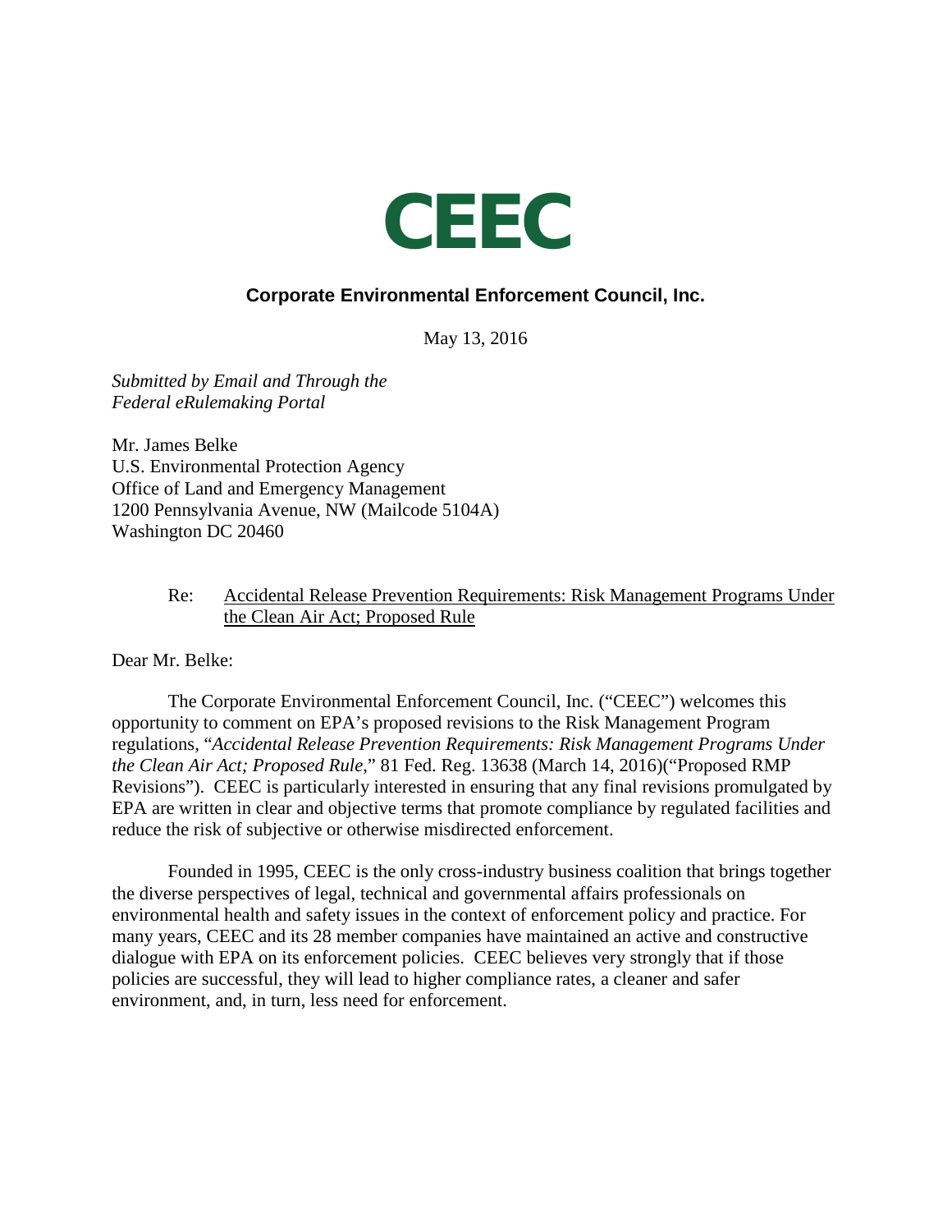# CEEC

**Corporate Environmental Enforcement Council, Inc.**

May 13, 2016

*Submitted by Email and Through the Federal eRulemaking Portal*

Mr. James Belke
U.S. Environmental Protection Agency
Office of Land and Emergency Management
1200 Pennsylvania Avenue, NW (Mailcode 5104A)
Washington DC 20460

Re: Accidental Release Prevention Requirements: Risk Management Programs Under the Clean Air Act; Proposed Rule

Dear Mr. Belke:

The Corporate Environmental Enforcement Council, Inc. ("CEEC") welcomes this opportunity to comment on EPA's proposed revisions to the Risk Management Program regulations, "*Accidental Release Prevention Requirements: Risk Management Programs Under the Clean Air Act; Proposed Rule*," 81 Fed. Reg. 13638 (March 14, 2016)("Proposed RMP Revisions"). CEEC is particularly interested in ensuring that any final revisions promulgated by EPA are written in clear and objective terms that promote compliance by regulated facilities and reduce the risk of subjective or otherwise misdirected enforcement.

Founded in 1995, CEEC is the only cross-industry business coalition that brings together the diverse perspectives of legal, technical and governmental affairs professionals on environmental health and safety issues in the context of enforcement policy and practice. For many years, CEEC and its 28 member companies have maintained an active and constructive dialogue with EPA on its enforcement policies. CEEC believes very strongly that if those policies are successful, they will lead to higher compliance rates, a cleaner and safer environment, and, in turn, less need for enforcement.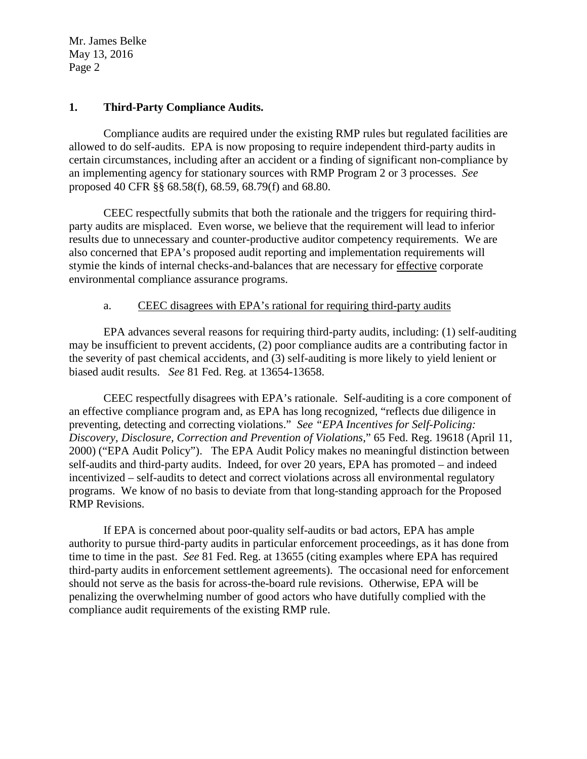## 1. Third-Party Compliance Audits.

Compliance audits are required under the existing RMP rules but regulated facilities are allowed to do self-audits. EPA is now proposing to require independent third-party audits in certain circumstances, including after an accident or a finding of significant non-compliance by an implementing agency for stationary sources with RMP Program 2 or 3 processes. *See* proposed 40 CFR §§ 68.58(f), 68.59, 68.79(f) and 68.80.

CEEC respectfully submits that both the rationale and the triggers for requiring third-party audits are misplaced. Even worse, we believe that the requirement will lead to inferior results due to unnecessary and counter-productive auditor competency requirements. We are also concerned that EPA's proposed audit reporting and implementation requirements will stymie the kinds of internal checks-and-balances that are necessary for effective corporate environmental compliance assurance programs.

### a. CEEC disagrees with EPA's rational for requiring third-party audits

EPA advances several reasons for requiring third-party audits, including: (1) self-auditing may be insufficient to prevent accidents, (2) poor compliance audits are a contributing factor in the severity of past chemical accidents, and (3) self-auditing is more likely to yield lenient or biased audit results. *See* 81 Fed. Reg. at 13654-13658.

CEEC respectfully disagrees with EPA's rationale. Self-auditing is a core component of an effective compliance program and, as EPA has long recognized, "reflects due diligence in preventing, detecting and correcting violations." *See "EPA Incentives for Self-Policing: Discovery, Disclosure, Correction and Prevention of Violations*," 65 Fed. Reg. 19618 (April 11, 2000) ("EPA Audit Policy"). The EPA Audit Policy makes no meaningful distinction between self-audits and third-party audits. Indeed, for over 20 years, EPA has promoted – and indeed incentivized – self-audits to detect and correct violations across all environmental regulatory programs. We know of no basis to deviate from that long-standing approach for the Proposed RMP Revisions.

If EPA is concerned about poor-quality self-audits or bad actors, EPA has ample authority to pursue third-party audits in particular enforcement proceedings, as it has done from time to time in the past. *See* 81 Fed. Reg. at 13655 (citing examples where EPA has required third-party audits in enforcement settlement agreements). The occasional need for enforcement should not serve as the basis for across-the-board rule revisions. Otherwise, EPA will be penalizing the overwhelming number of good actors who have dutifully complied with the compliance audit requirements of the existing RMP rule.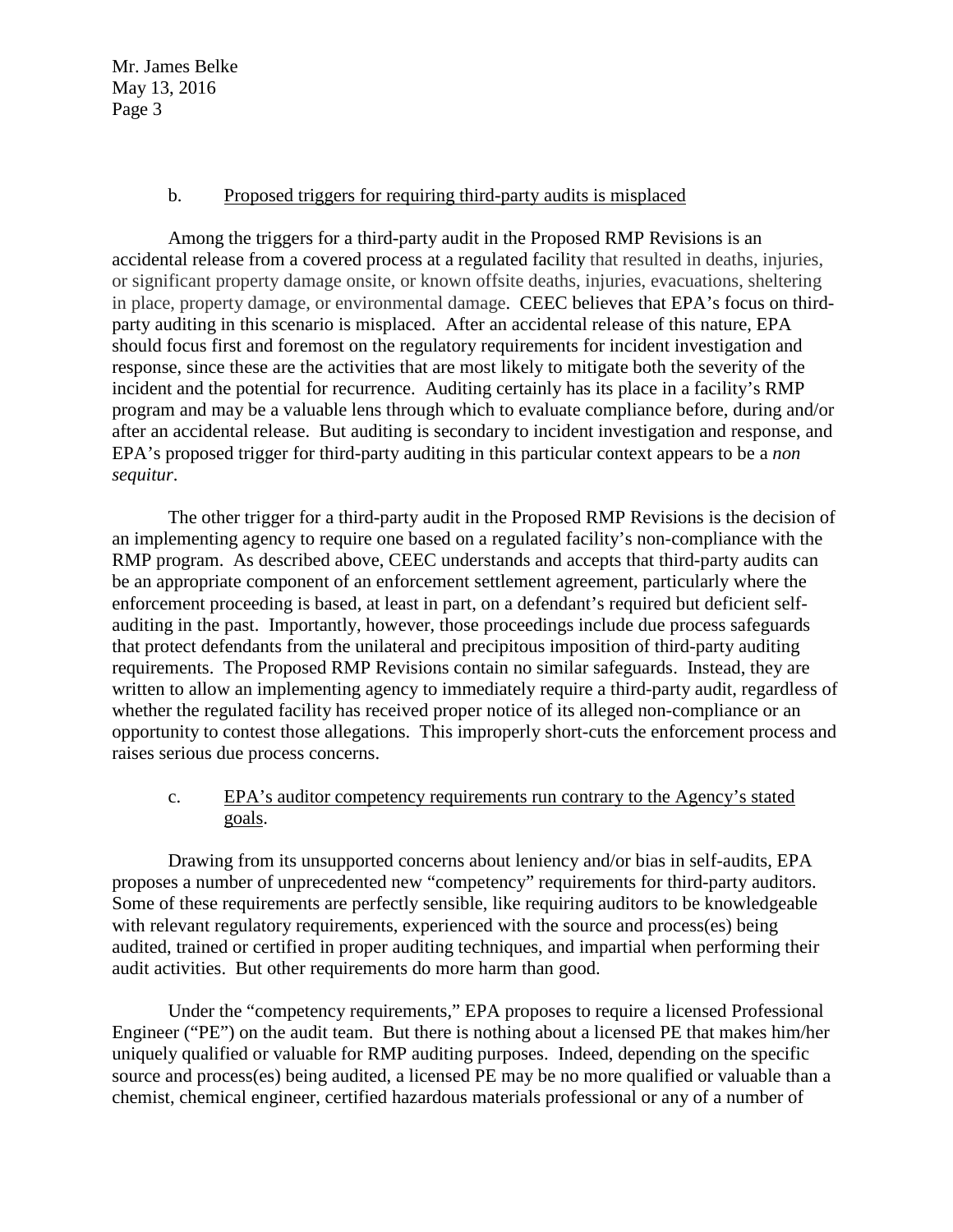b. <u>Proposed triggers for requiring third-party audits is misplaced</u>

Among the triggers for a third-party audit in the Proposed RMP Revisions is an accidental release from a covered process at a regulated facility that resulted in deaths, injuries, or significant property damage onsite, or known offsite deaths, injuries, evacuations, sheltering in place, property damage, or environmental damage. CEEC believes that EPA's focus on third-party auditing in this scenario is misplaced. After an accidental release of this nature, EPA should focus first and foremost on the regulatory requirements for incident investigation and response, since these are the activities that are most likely to mitigate both the severity of the incident and the potential for recurrence. Auditing certainly has its place in a facility's RMP program and may be a valuable lens through which to evaluate compliance before, during and/or after an accidental release. But auditing is secondary to incident investigation and response, and EPA's proposed trigger for third-party auditing in this particular context appears to be a *non sequitur*.

The other trigger for a third-party audit in the Proposed RMP Revisions is the decision of an implementing agency to require one based on a regulated facility's non-compliance with the RMP program. As described above, CEEC understands and accepts that third-party audits can be an appropriate component of an enforcement settlement agreement, particularly where the enforcement proceeding is based, at least in part, on a defendant's required but deficient self-auditing in the past. Importantly, however, those proceedings include due process safeguards that protect defendants from the unilateral and precipitous imposition of third-party auditing requirements. The Proposed RMP Revisions contain no similar safeguards. Instead, they are written to allow an implementing agency to immediately require a third-party audit, regardless of whether the regulated facility has received proper notice of its alleged non-compliance or an opportunity to contest those allegations. This improperly short-cuts the enforcement process and raises serious due process concerns.

c. <u>EPA's auditor competency requirements run contrary to the Agency's stated goals</u>.

Drawing from its unsupported concerns about leniency and/or bias in self-audits, EPA proposes a number of unprecedented new "competency" requirements for third-party auditors. Some of these requirements are perfectly sensible, like requiring auditors to be knowledgeable with relevant regulatory requirements, experienced with the source and process(es) being audited, trained or certified in proper auditing techniques, and impartial when performing their audit activities. But other requirements do more harm than good.

Under the "competency requirements," EPA proposes to require a licensed Professional Engineer ("PE") on the audit team. But there is nothing about a licensed PE that makes him/her uniquely qualified or valuable for RMP auditing purposes. Indeed, depending on the specific source and process(es) being audited, a licensed PE may be no more qualified or valuable than a chemist, chemical engineer, certified hazardous materials professional or any of a number of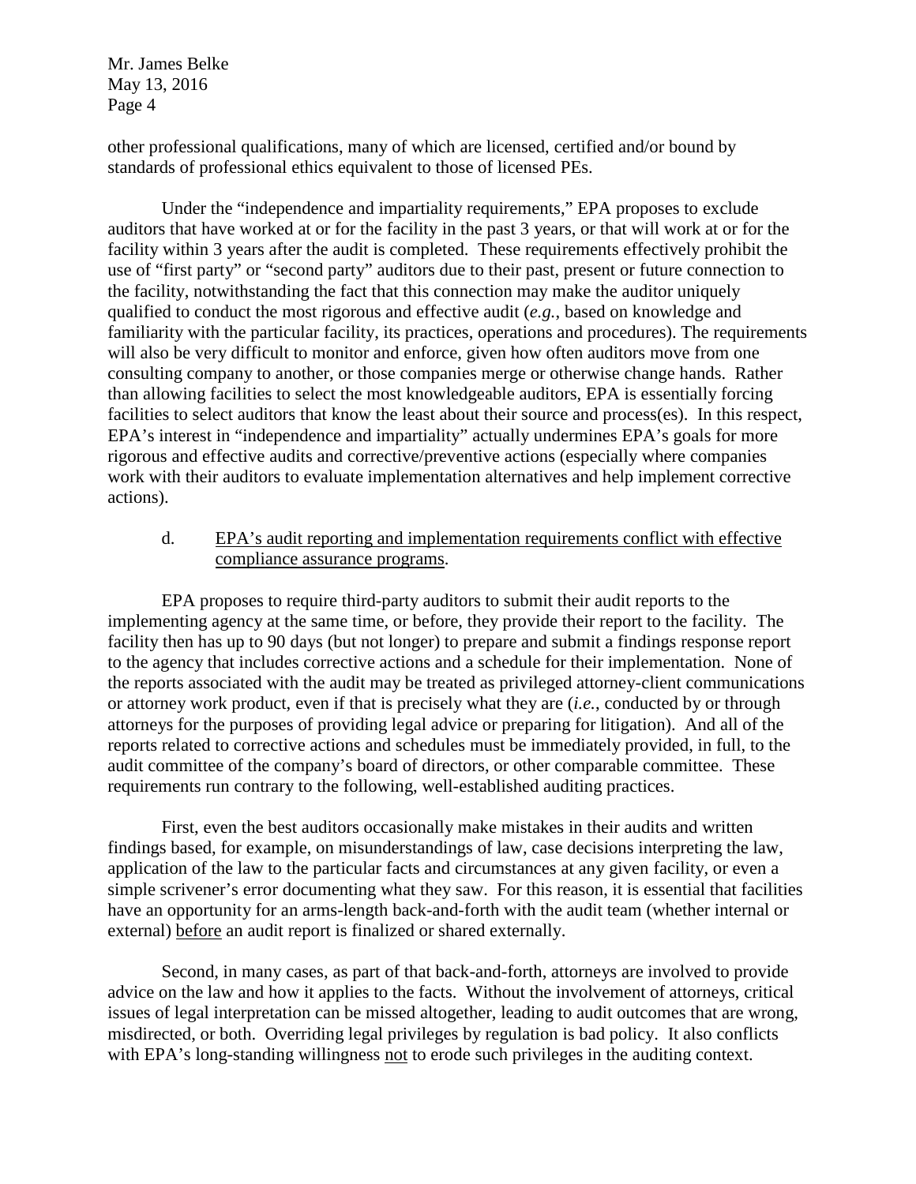other professional qualifications, many of which are licensed, certified and/or bound by standards of professional ethics equivalent to those of licensed PEs.

Under the "independence and impartiality requirements," EPA proposes to exclude auditors that have worked at or for the facility in the past 3 years, or that will work at or for the facility within 3 years after the audit is completed. These requirements effectively prohibit the use of "first party" or "second party" auditors due to their past, present or future connection to the facility, notwithstanding the fact that this connection may make the auditor uniquely qualified to conduct the most rigorous and effective audit (*e.g.*, based on knowledge and familiarity with the particular facility, its practices, operations and procedures). The requirements will also be very difficult to monitor and enforce, given how often auditors move from one consulting company to another, or those companies merge or otherwise change hands. Rather than allowing facilities to select the most knowledgeable auditors, EPA is essentially forcing facilities to select auditors that know the least about their source and process(es). In this respect, EPA's interest in "independence and impartiality" actually undermines EPA's goals for more rigorous and effective audits and corrective/preventive actions (especially where companies work with their auditors to evaluate implementation alternatives and help implement corrective actions).

d. EPA's audit reporting and implementation requirements conflict with effective compliance assurance programs.

EPA proposes to require third-party auditors to submit their audit reports to the implementing agency at the same time, or before, they provide their report to the facility. The facility then has up to 90 days (but not longer) to prepare and submit a findings response report to the agency that includes corrective actions and a schedule for their implementation. None of the reports associated with the audit may be treated as privileged attorney-client communications or attorney work product, even if that is precisely what they are (*i.e.*, conducted by or through attorneys for the purposes of providing legal advice or preparing for litigation). And all of the reports related to corrective actions and schedules must be immediately provided, in full, to the audit committee of the company's board of directors, or other comparable committee. These requirements run contrary to the following, well-established auditing practices.

First, even the best auditors occasionally make mistakes in their audits and written findings based, for example, on misunderstandings of law, case decisions interpreting the law, application of the law to the particular facts and circumstances at any given facility, or even a simple scrivener's error documenting what they saw. For this reason, it is essential that facilities have an opportunity for an arms-length back-and-forth with the audit team (whether internal or external) before an audit report is finalized or shared externally.

Second, in many cases, as part of that back-and-forth, attorneys are involved to provide advice on the law and how it applies to the facts. Without the involvement of attorneys, critical issues of legal interpretation can be missed altogether, leading to audit outcomes that are wrong, misdirected, or both. Overriding legal privileges by regulation is bad policy. It also conflicts with EPA's long-standing willingness not to erode such privileges in the auditing context.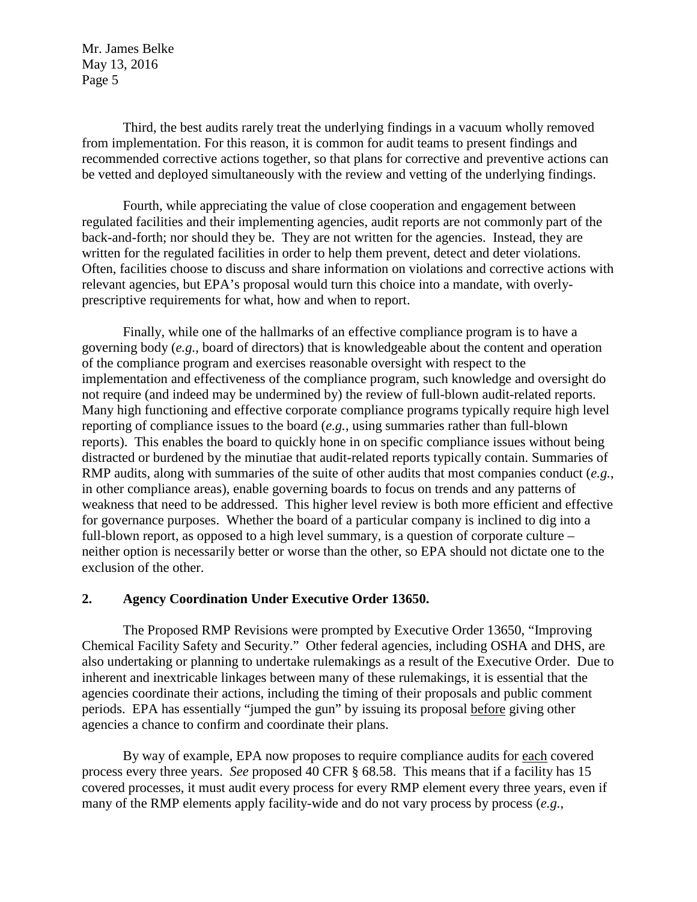Third, the best audits rarely treat the underlying findings in a vacuum wholly removed from implementation. For this reason, it is common for audit teams to present findings and recommended corrective actions together, so that plans for corrective and preventive actions can be vetted and deployed simultaneously with the review and vetting of the underlying findings.

Fourth, while appreciating the value of close cooperation and engagement between regulated facilities and their implementing agencies, audit reports are not commonly part of the back-and-forth; nor should they be. They are not written for the agencies. Instead, they are written for the regulated facilities in order to help them prevent, detect and deter violations. Often, facilities choose to discuss and share information on violations and corrective actions with relevant agencies, but EPA's proposal would turn this choice into a mandate, with overly-prescriptive requirements for what, how and when to report.

Finally, while one of the hallmarks of an effective compliance program is to have a governing body (*e.g.*, board of directors) that is knowledgeable about the content and operation of the compliance program and exercises reasonable oversight with respect to the implementation and effectiveness of the compliance program, such knowledge and oversight do not require (and indeed may be undermined by) the review of full-blown audit-related reports. Many high functioning and effective corporate compliance programs typically require high level reporting of compliance issues to the board (*e.g.*, using summaries rather than full-blown reports). This enables the board to quickly hone in on specific compliance issues without being distracted or burdened by the minutiae that audit-related reports typically contain. Summaries of RMP audits, along with summaries of the suite of other audits that most companies conduct (*e.g.*, in other compliance areas), enable governing boards to focus on trends and any patterns of weakness that need to be addressed. This higher level review is both more efficient and effective for governance purposes. Whether the board of a particular company is inclined to dig into a full-blown report, as opposed to a high level summary, is a question of corporate culture – neither option is necessarily better or worse than the other, so EPA should not dictate one to the exclusion of the other.

## 2. Agency Coordination Under Executive Order 13650.

The Proposed RMP Revisions were prompted by Executive Order 13650, "Improving Chemical Facility Safety and Security." Other federal agencies, including OSHA and DHS, are also undertaking or planning to undertake rulemakings as a result of the Executive Order. Due to inherent and inextricable linkages between many of these rulemakings, it is essential that the agencies coordinate their actions, including the timing of their proposals and public comment periods. EPA has essentially "jumped the gun" by issuing its proposal <u>before</u> giving other agencies a chance to confirm and coordinate their plans.

By way of example, EPA now proposes to require compliance audits for <u>each</u> covered process every three years. *See* proposed 40 CFR § 68.58. This means that if a facility has 15 covered processes, it must audit every process for every RMP element every three years, even if many of the RMP elements apply facility-wide and do not vary process by process (*e.g.*,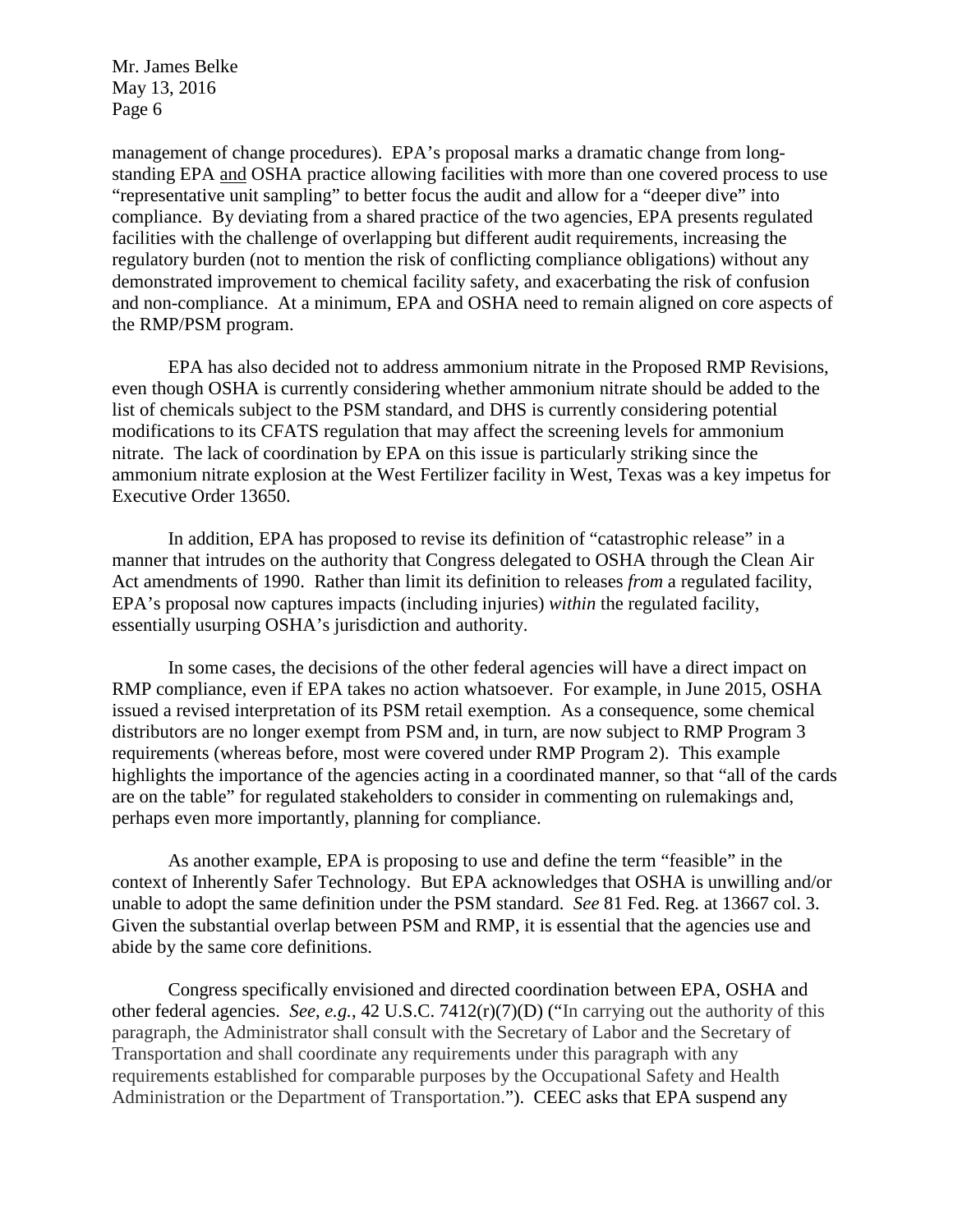management of change procedures). EPA's proposal marks a dramatic change from long-standing EPA and OSHA practice allowing facilities with more than one covered process to use "representative unit sampling" to better focus the audit and allow for a "deeper dive" into compliance. By deviating from a shared practice of the two agencies, EPA presents regulated facilities with the challenge of overlapping but different audit requirements, increasing the regulatory burden (not to mention the risk of conflicting compliance obligations) without any demonstrated improvement to chemical facility safety, and exacerbating the risk of confusion and non-compliance. At a minimum, EPA and OSHA need to remain aligned on core aspects of the RMP/PSM program.

EPA has also decided not to address ammonium nitrate in the Proposed RMP Revisions, even though OSHA is currently considering whether ammonium nitrate should be added to the list of chemicals subject to the PSM standard, and DHS is currently considering potential modifications to its CFATS regulation that may affect the screening levels for ammonium nitrate. The lack of coordination by EPA on this issue is particularly striking since the ammonium nitrate explosion at the West Fertilizer facility in West, Texas was a key impetus for Executive Order 13650.

In addition, EPA has proposed to revise its definition of "catastrophic release" in a manner that intrudes on the authority that Congress delegated to OSHA through the Clean Air Act amendments of 1990. Rather than limit its definition to releases *from* a regulated facility, EPA's proposal now captures impacts (including injuries) *within* the regulated facility, essentially usurping OSHA's jurisdiction and authority.

In some cases, the decisions of the other federal agencies will have a direct impact on RMP compliance, even if EPA takes no action whatsoever. For example, in June 2015, OSHA issued a revised interpretation of its PSM retail exemption. As a consequence, some chemical distributors are no longer exempt from PSM and, in turn, are now subject to RMP Program 3 requirements (whereas before, most were covered under RMP Program 2). This example highlights the importance of the agencies acting in a coordinated manner, so that "all of the cards are on the table" for regulated stakeholders to consider in commenting on rulemakings and, perhaps even more importantly, planning for compliance.

As another example, EPA is proposing to use and define the term "feasible" in the context of Inherently Safer Technology. But EPA acknowledges that OSHA is unwilling and/or unable to adopt the same definition under the PSM standard. *See* 81 Fed. Reg. at 13667 col. 3. Given the substantial overlap between PSM and RMP, it is essential that the agencies use and abide by the same core definitions.

Congress specifically envisioned and directed coordination between EPA, OSHA and other federal agencies. *See*, *e.g.*, 42 U.S.C. 7412(r)(7)(D) ("In carrying out the authority of this paragraph, the Administrator shall consult with the Secretary of Labor and the Secretary of Transportation and shall coordinate any requirements under this paragraph with any requirements established for comparable purposes by the Occupational Safety and Health Administration or the Department of Transportation."). CEEC asks that EPA suspend any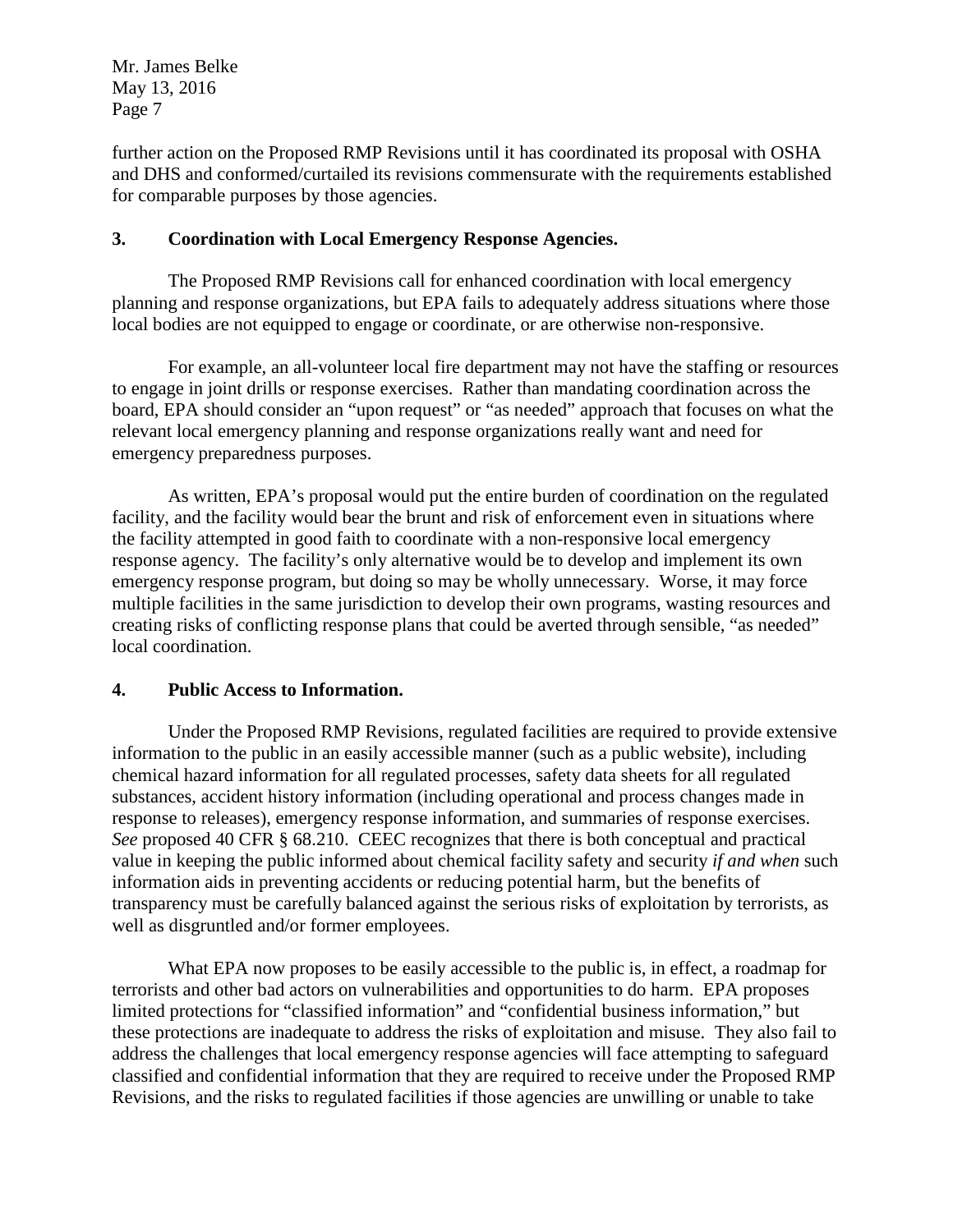further action on the Proposed RMP Revisions until it has coordinated its proposal with OSHA and DHS and conformed/curtailed its revisions commensurate with the requirements established for comparable purposes by those agencies.

### 3. Coordination with Local Emergency Response Agencies.

The Proposed RMP Revisions call for enhanced coordination with local emergency planning and response organizations, but EPA fails to adequately address situations where those local bodies are not equipped to engage or coordinate, or are otherwise non-responsive.

For example, an all-volunteer local fire department may not have the staffing or resources to engage in joint drills or response exercises. Rather than mandating coordination across the board, EPA should consider an "upon request" or "as needed" approach that focuses on what the relevant local emergency planning and response organizations really want and need for emergency preparedness purposes.

As written, EPA's proposal would put the entire burden of coordination on the regulated facility, and the facility would bear the brunt and risk of enforcement even in situations where the facility attempted in good faith to coordinate with a non-responsive local emergency response agency. The facility's only alternative would be to develop and implement its own emergency response program, but doing so may be wholly unnecessary. Worse, it may force multiple facilities in the same jurisdiction to develop their own programs, wasting resources and creating risks of conflicting response plans that could be averted through sensible, "as needed" local coordination.

### 4. Public Access to Information.

Under the Proposed RMP Revisions, regulated facilities are required to provide extensive information to the public in an easily accessible manner (such as a public website), including chemical hazard information for all regulated processes, safety data sheets for all regulated substances, accident history information (including operational and process changes made in response to releases), emergency response information, and summaries of response exercises. *See* proposed 40 CFR § 68.210. CEEC recognizes that there is both conceptual and practical value in keeping the public informed about chemical facility safety and security *if and when* such information aids in preventing accidents or reducing potential harm, but the benefits of transparency must be carefully balanced against the serious risks of exploitation by terrorists, as well as disgruntled and/or former employees.

What EPA now proposes to be easily accessible to the public is, in effect, a roadmap for terrorists and other bad actors on vulnerabilities and opportunities to do harm. EPA proposes limited protections for "classified information" and "confidential business information," but these protections are inadequate to address the risks of exploitation and misuse. They also fail to address the challenges that local emergency response agencies will face attempting to safeguard classified and confidential information that they are required to receive under the Proposed RMP Revisions, and the risks to regulated facilities if those agencies are unwilling or unable to take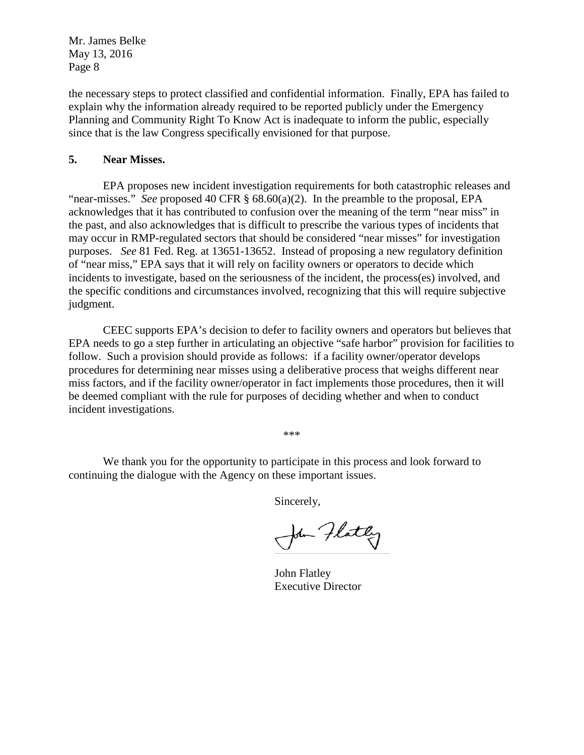the necessary steps to protect classified and confidential information. Finally, EPA has failed to explain why the information already required to be reported publicly under the Emergency Planning and Community Right To Know Act is inadequate to inform the public, especially since that is the law Congress specifically envisioned for that purpose.

**5. Near Misses.**

EPA proposes new incident investigation requirements for both catastrophic releases and "near-misses." *See* proposed 40 CFR § 68.60(a)(2). In the preamble to the proposal, EPA acknowledges that it has contributed to confusion over the meaning of the term "near miss" in the past, and also acknowledges that is difficult to prescribe the various types of incidents that may occur in RMP-regulated sectors that should be considered "near misses" for investigation purposes. *See* 81 Fed. Reg. at 13651-13652. Instead of proposing a new regulatory definition of "near miss," EPA says that it will rely on facility owners or operators to decide which incidents to investigate, based on the seriousness of the incident, the process(es) involved, and the specific conditions and circumstances involved, recognizing that this will require subjective judgment.

CEEC supports EPA's decision to defer to facility owners and operators but believes that EPA needs to go a step further in articulating an objective "safe harbor" provision for facilities to follow. Such a provision should provide as follows: if a facility owner/operator develops procedures for determining near misses using a deliberative process that weighs different near miss factors, and if the facility owner/operator in fact implements those procedures, then it will be deemed compliant with the rule for purposes of deciding whether and when to conduct incident investigations.

\*\*\*

We thank you for the opportunity to participate in this process and look forward to continuing the dialogue with the Agency on these important issues.

Sincerely,

John Flatley
Executive Director